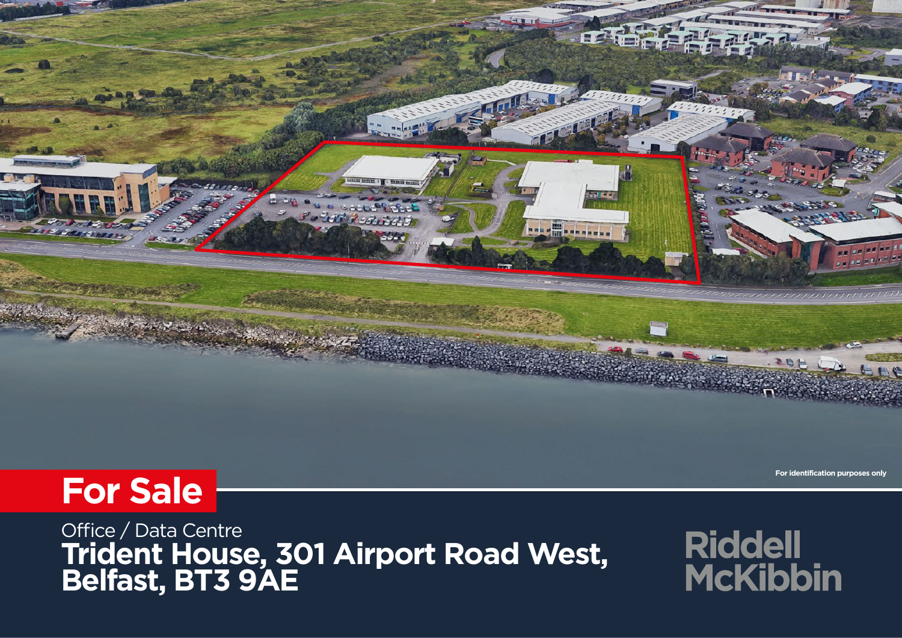For identification purposes only

# For Sale

Office / Data Centre

**Trident House, 301 Airport Road West, Belfast, BT3 9AE**

Riddell McKibbin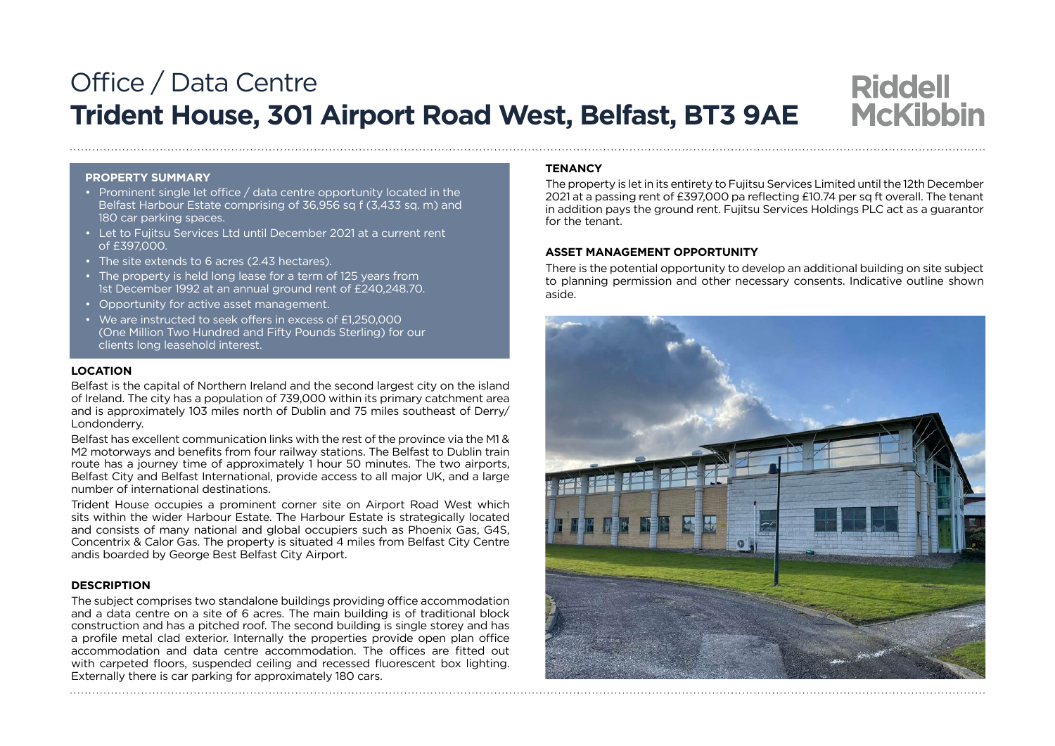Office / Data Centre

# Trident House, 301 Airport Road West, Belfast, BT3 9AE

Riddell McKibbin

### PROPERTY SUMMARY

- Prominent single let office / data centre opportunity located in the Belfast Harbour Estate comprising of 36,956 sq f (3,433 sq. m) and 180 car parking spaces.
- Let to Fujitsu Services Ltd until December 2021 at a current rent of £397,000.
- The site extends to 6 acres (2.43 hectares).
- The property is held long lease for a term of 125 years from 1st December 1992 at an annual ground rent of £240,248.70.
- Opportunity for active asset management.
- We are instructed to seek offers in excess of £1,250,000 (One Million Two Hundred and Fifty Pounds Sterling) for our clients long leasehold interest.

### LOCATION

Belfast is the capital of Northern Ireland and the second largest city on the island of Ireland. The city has a population of 739,000 within its primary catchment area and is approximately 103 miles north of Dublin and 75 miles southeast of Derry/ Londonderry.

Belfast has excellent communication links with the rest of the province via the M1 & M2 motorways and benefits from four railway stations. The Belfast to Dublin train route has a journey time of approximately 1 hour 50 minutes. The two airports, Belfast City and Belfast International, provide access to all major UK, and a large number of international destinations.

Trident House occupies a prominent corner site on Airport Road West which sits within the wider Harbour Estate. The Harbour Estate is strategically located and consists of many national and global occupiers such as Phoenix Gas, G4S, Concentrix & Calor Gas. The property is situated 4 miles from Belfast City Centre andis boarded by George Best Belfast City Airport.

### DESCRIPTION

The subject comprises two standalone buildings providing office accommodation and a data centre on a site of 6 acres. The main building is of traditional block construction and has a pitched roof. The second building is single storey and has a profile metal clad exterior. Internally the properties provide open plan office accommodation and data centre accommodation. The offices are fitted out with carpeted floors, suspended ceiling and recessed fluorescent box lighting. Externally there is car parking for approximately 180 cars.

### TENANCY

The property is let in its entirety to Fujitsu Services Limited until the 12th December 2021 at a passing rent of £397,000 pa reflecting £10.74 per sq ft overall. The tenant in addition pays the ground rent. Fujitsu Services Holdings PLC act as a guarantor for the tenant.

### ASSET MANAGEMENT OPPORTUNITY

There is the potential opportunity to develop an additional building on site subject to planning permission and other necessary consents. Indicative outline shown aside.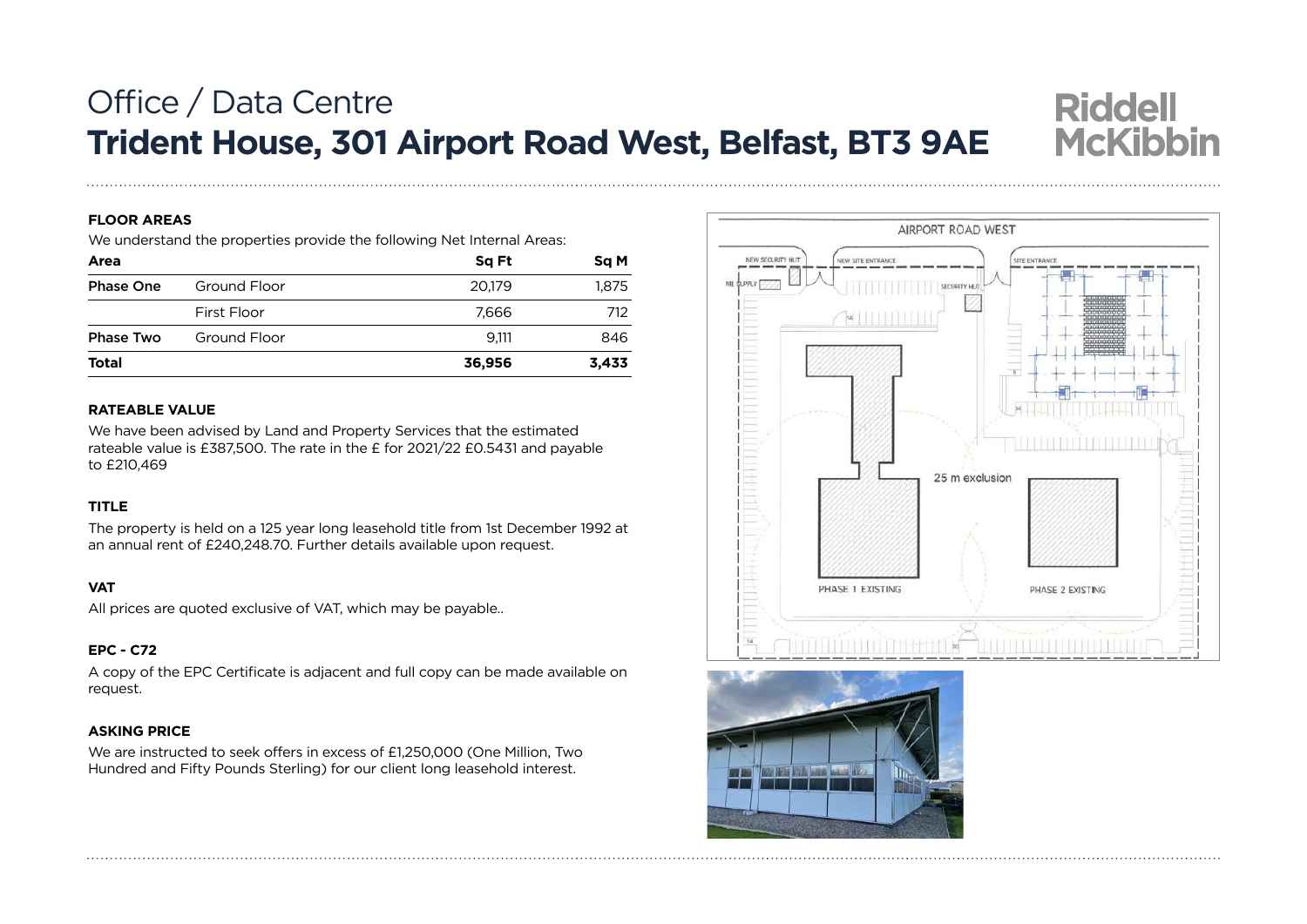# Office / Data Centre

# Trident House, 301 Airport Road West, Belfast, BT3 9AE

### FLOOR AREAS

We understand the properties provide the following Net Internal Areas:

| Area | | Sq Ft | Sq M |
|---|---|---|---|
| **Phase One** | Ground Floor | 20,179 | 1,875 |
| | First Floor | 7,666 | 712 |
| **Phase Two** | Ground Floor | 9,111 | 846 |
| **Total** | | **36,956** | **3,433** |

### RATEABLE VALUE

We have been advised by Land and Property Services that the estimated rateable value is £387,500. The rate in the £ for 2021/22 £0.5431 and payable to £210,469

### TITLE

The property is held on a 125 year long leasehold title from 1st December 1992 at an annual rent of £240,248.70. Further details available upon request.

### VAT

All prices are quoted exclusive of VAT, which may be payable..

### EPC - C72

A copy of the EPC Certificate is adjacent and full copy can be made available on request.

### ASKING PRICE

We are instructed to seek offers in excess of £1,250,000 (One Million, Two Hundred and Fifty Pounds Sterling) for our client long leasehold interest.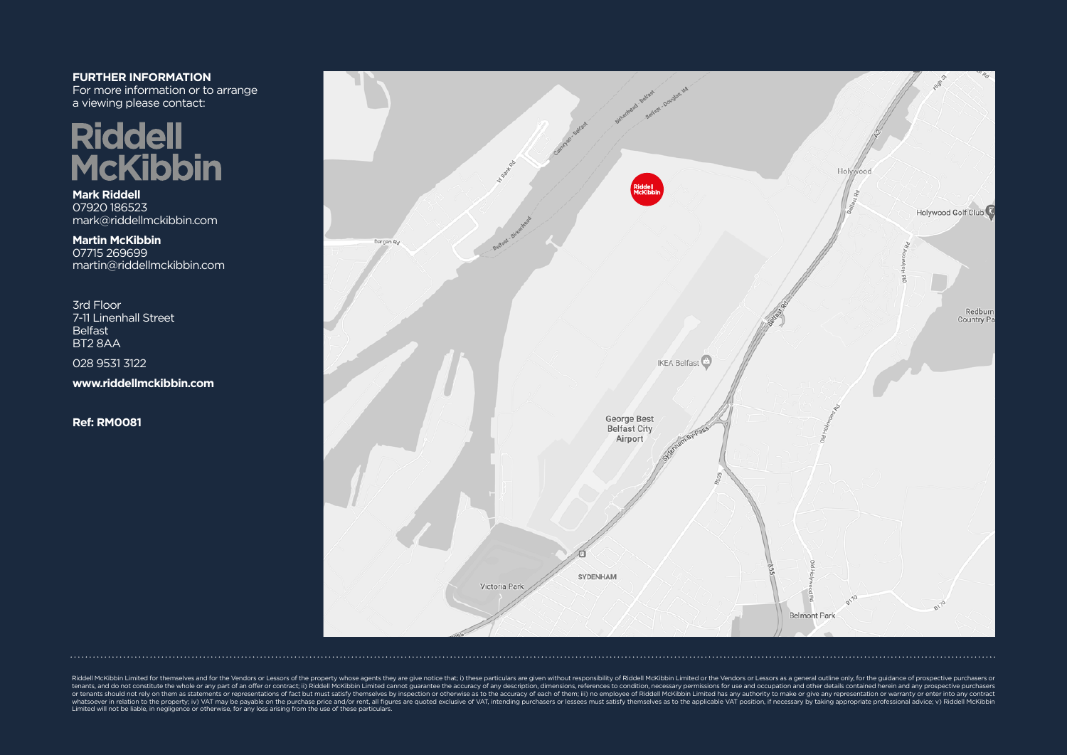**FURTHER INFORMATION**
For more information or to arrange a viewing please contact:

Riddell McKibbin

**Mark Riddell**
07920 186523
mark@riddellmckibbin.com

**Martin McKibbin**
07715 269699
martin@riddellmckibbin.com

3rd Floor
7-11 Linenhall Street
Belfast
BT2 8AA

028 9531 3122

**www.riddellmckibbin.com**

**Ref: RM0081**

Riddell McKibbin

Holywood

Holywood Golf Club

Redburn Country Pa

IKEA Belfast

George Best Belfast City Airport

Victoria Park

SYDENHAM

Belmont Park

Riddell McKibbin Limited for themselves and for the Vendors or Lessors of the property whose agents they are give notice that; i) these particulars are given without responsibility of Riddell McKibbin Limited or the Vendors or Lessors as a general outline only, for the guidance of prospective purchasers or tenants, and do not constitute the whole or any part of an offer or contract; ii) Riddell McKibbin Limited cannot guarantee the accuracy of any description, dimensions, references to condition, necessary permissions for use and occupation and other details contained herein and any prospective purchasers or tenants should not rely on them as statements or representations of fact but must satisfy themselves by inspection or otherwise as to the accuracy of each of them; iii) no employee of Riddell McKibbin Limited has any authority to make or give any representation or warranty or enter into any contract whatsoever in relation to the property; iv) VAT may be payable on the purchase price and/or rent, all figures are quoted exclusive of VAT, intending purchasers or lessees must satisfy themselves as to the applicable VAT position, if necessary by taking appropriate professional advice; v) Riddell McKibbin Limited will not be liable, in negligence or otherwise, for any loss arising from the use of these particulars.